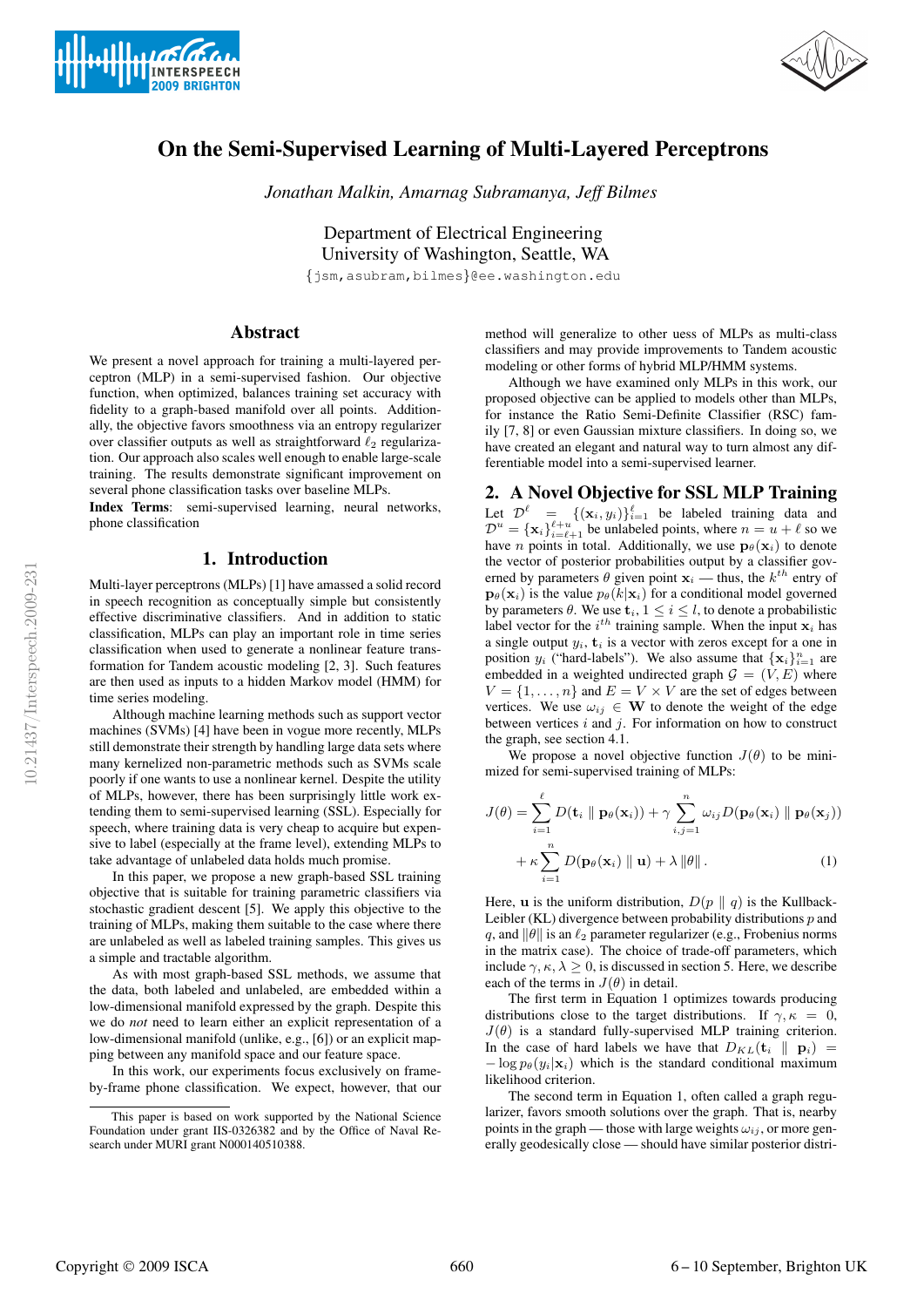# On the Semi-Supervised Learning of Multi-Layered Perceptrons

*Jonathan Malkin, Amarnag Subramanya, Jeff Bilmes*

Department of Electrical Engineering
University of Washington, Seattle, WA

{jsm,asubram,bilmes}@ee.washington.edu

## Abstract

We present a novel approach for training a multi-layered perceptron (MLP) in a semi-supervised fashion. Our objective function, when optimized, balances training set accuracy with fidelity to a graph-based manifold over all points. Additionally, the objective favors smoothness via an entropy regularizer over classifier outputs as well as straightforward $\ell_2$ regularization. Our approach also scales well enough to enable large-scale training. The results demonstrate significant improvement on several phone classification tasks over baseline MLPs.

**Index Terms**: semi-supervised learning, neural networks, phone classification

## 1. Introduction

Multi-layer perceptrons (MLPs) [1] have amassed a solid record in speech recognition as conceptually simple but consistently effective discriminative classifiers. And in addition to static classification, MLPs can play an important role in time series classification when used to generate a nonlinear feature transformation for Tandem acoustic modeling [2, 3]. Such features are then used as inputs to a hidden Markov model (HMM) for time series modeling.

Although machine learning methods such as support vector machines (SVMs) [4] have been in vogue more recently, MLPs still demonstrate their strength by handling large data sets where many kernelized non-parametric methods such as SVMs scale poorly if one wants to use a nonlinear kernel. Despite the utility of MLPs, however, there has been surprisingly little work extending them to semi-supervised learning (SSL). Especially for speech, where training data is very cheap to acquire but expensive to label (especially at the frame level), extending MLPs to take advantage of unlabeled data holds much promise.

In this paper, we propose a new graph-based SSL training objective that is suitable for training parametric classifiers via stochastic gradient descent [5]. We apply this objective to the training of MLPs, making them suitable to the case where there are unlabeled as well as labeled training samples. This gives us a simple and tractable algorithm.

As with most graph-based SSL methods, we assume that the data, both labeled and unlabeled, are embedded within a low-dimensional manifold expressed by the graph. Despite this we do *not* need to learn either an explicit representation of a low-dimensional manifold (unlike, e.g., [6]) or an explicit mapping between any manifold space and our feature space.

In this work, our experiments focus exclusively on frame-by-frame phone classification. We expect, however, that our method will generalize to other uess of MLPs as multi-class classifiers and may provide improvements to Tandem acoustic modeling or other forms of hybrid MLP/HMM systems.

Although we have examined only MLPs in this work, our proposed objective can be applied to models other than MLPs, for instance the Ratio Semi-Definite Classifier (RSC) family [7, 8] or even Gaussian mixture classifiers. In doing so, we have created an elegant and natural way to turn almost any differentiable model into a semi-supervised learner.

## 2. A Novel Objective for SSL MLP Training

Let $\mathcal{D}^\ell = \{(\mathbf{x}_i, y_i)\}_{i=1}^{\ell}$ be labeled training data and $\mathcal{D}^u = \{\mathbf{x}_i\}_{i=\ell+1}^{\ell+u}$ be unlabeled points, where $n = u + \ell$ so we have $n$ points in total. Additionally, we use $\mathbf{p}_\theta(\mathbf{x}_i)$ to denote the vector of posterior probabilities output by a classifier governed by parameters $\theta$ given point $\mathbf{x}_i$ — thus, the $k^{th}$ entry of $\mathbf{p}_\theta(\mathbf{x}_i)$ is the value $p_\theta(k|\mathbf{x}_i)$ for a conditional model governed by parameters $\theta$. We use $\mathbf{t}_i$, $1 \le i \le l$, to denote a probabilistic label vector for the $i^{th}$ training sample. When the input $\mathbf{x}_i$ has a single output $y_i$, $\mathbf{t}_i$ is a vector with zeros except for a one in position $y_i$ ("hard-labels"). We also assume that $\{\mathbf{x}_i\}_{i=1}^n$ are embedded in a weighted undirected graph $\mathcal{G} = (V, E)$ where $V = \{1, \ldots, n\}$ and $E = V \times V$ are the set of edges between vertices. We use $\omega_{ij} \in \mathbf{W}$ to denote the weight of the edge between vertices $i$ and $j$. For information on how to construct the graph, see section 4.1.

We propose a novel objective function $J(\theta)$ to be minimized for semi-supervised training of MLPs:

$$J(\theta) = \sum_{i=1}^{\ell} D(\mathbf{t}_i \parallel \mathbf{p}_\theta(\mathbf{x}_i)) + \gamma \sum_{i,j=1}^{n} \omega_{ij} D(\mathbf{p}_\theta(\mathbf{x}_i) \parallel \mathbf{p}_\theta(\mathbf{x}_j)) + \kappa \sum_{i=1}^{n} D(\mathbf{p}_\theta(\mathbf{x}_i) \parallel \mathbf{u}) + \lambda \|\theta\|. \quad (1)$$

Here, $\mathbf{u}$ is the uniform distribution, $D(p \parallel q)$ is the Kullback-Leibler (KL) divergence between probability distributions $p$ and $q$, and $\|\theta\|$ is an $\ell_2$ parameter regularizer (e.g., Frobenius norms in the matrix case). The choice of trade-off parameters, which include $\gamma, \kappa, \lambda \ge 0$, is discussed in section 5. Here, we describe each of the terms in $J(\theta)$ in detail.

The first term in Equation 1 optimizes towards producing distributions close to the target distributions. If $\gamma, \kappa = 0$, $J(\theta)$ is a standard fully-supervised MLP training criterion. In the case of hard labels we have that $D_{KL}(\mathbf{t}_i \parallel \mathbf{p}_i) = -\log p_\theta(y_i|\mathbf{x}_i)$ which is the standard conditional maximum likelihood criterion.

The second term in Equation 1, often called a graph regularizer, favors smooth solutions over the graph. That is, nearby points in the graph — those with large weights $\omega_{ij}$, or more generally geodesically close — should have similar posterior distri-

This paper is based on work supported by the National Science Foundation under grant IIS-0326382 and by the Office of Naval Research under MURI grant N000140510388.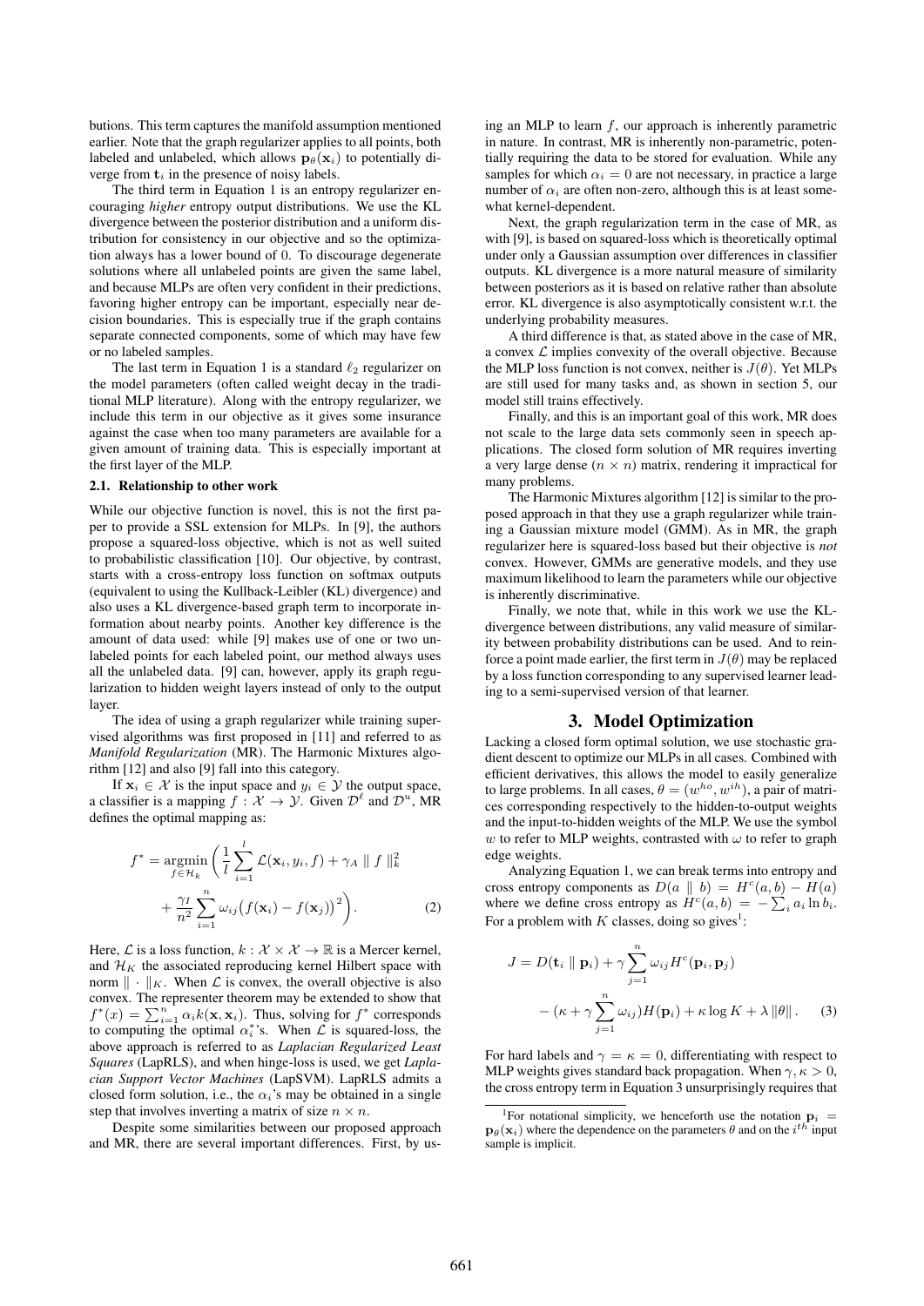butions. This term captures the manifold assumption mentioned earlier. Note that the graph regularizer applies to all points, both labeled and unlabeled, which allows $\mathbf{p}_\theta(\mathbf{x}_i)$ to potentially diverge from $\mathbf{t}_i$ in the presence of noisy labels.

The third term in Equation 1 is an entropy regularizer encouraging *higher* entropy output distributions. We use the KL divergence between the posterior distribution and a uniform distribution for consistency in our objective and so the optimization always has a lower bound of 0. To discourage degenerate solutions where all unlabeled points are given the same label, and because MLPs are often very confident in their predictions, favoring higher entropy can be important, especially near decision boundaries. This is especially true if the graph contains separate connected components, some of which may have few or no labeled samples.

The last term in Equation 1 is a standard $\ell_2$ regularizer on the model parameters (often called weight decay in the traditional MLP literature). Along with the entropy regularizer, we include this term in our objective as it gives some insurance against the case when too many parameters are available for a given amount of training data. This is especially important at the first layer of the MLP.

### 2.1. Relationship to other work

While our objective function is novel, this is not the first paper to provide a SSL extension for MLPs. In [9], the authors propose a squared-loss objective, which is not as well suited to probabilistic classification [10]. Our objective, by contrast, starts with a cross-entropy loss function on softmax outputs (equivalent to using the Kullback-Leibler (KL) divergence) and also uses a KL divergence-based graph term to incorporate information about nearby points. Another key difference is the amount of data used: while [9] makes use of one or two unlabeled points for each labeled point, our method always uses all the unlabeled data. [9] can, however, apply its graph regularization to hidden weight layers instead of only to the output layer.

The idea of using a graph regularizer while training supervised algorithms was first proposed in [11] and referred to as *Manifold Regularization* (MR). The Harmonic Mixtures algorithm [12] and also [9] fall into this category.

If $\mathbf{x}_i \in \mathcal{X}$ is the input space and $y_i \in \mathcal{Y}$ the output space, a classifier is a mapping $f : \mathcal{X} \rightarrow \mathcal{Y}$. Given $\mathcal{D}^\ell$ and $\mathcal{D}^u$, MR defines the optimal mapping as:

$$f^* = \operatorname*{argmin}_{f \in \mathcal{H}_k} \Bigg( \frac{1}{l} \sum_{i=1}^{l} \mathcal{L}(\mathbf{x}_i, y_i, f) + \gamma_A \parallel f \parallel_k^2 + \frac{\gamma_I}{n^2} \sum_{i=1}^{n} \omega_{ij} \big( f(\mathbf{x}_i) - f(\mathbf{x}_j) \big)^2 \Bigg). \tag{2}$$

Here, $\mathcal{L}$ is a loss function, $k : \mathcal{X} \cdot \mathcal{X} \rightarrow \mathbb{R}$ is a Mercer kernel, and $\mathcal{H}_K$ the associated reproducing kernel Hilbert space with norm $\| \cdot \|_K$. When $\mathcal{L}$ is convex, the overall objective is also convex. The representer theorem may be extended to show that $f^*(x) = \sum_{i=1}^{n} \alpha_i k(\mathbf{x}, \mathbf{x}_i)$. Thus, solving for $f^*$ corresponds to computing the optimal $\alpha_i^*$'s. When $\mathcal{L}$ is squared-loss, the above approach is referred to as *Laplacian Regularized Least Squares* (LapRLS), and when hinge-loss is used, we get *Laplacian Support Vector Machines* (LapSVM). LapRLS admits a closed form solution, i.e., the $\alpha_i$'s may be obtained in a single step that involves inverting a matrix of size $n \times n$.

Despite some similarities between our proposed approach and MR, there are several important differences. First, by using an MLP to learn $f$, our approach is inherently parametric in nature. In contrast, MR is inherently non-parametric, potentially requiring the data to be stored for evaluation. While any samples for which $\alpha_i = 0$ are not necessary, in practice a large number of $\alpha_i$ are often non-zero, although this is at least somewhat kernel-dependent.

Next, the graph regularization term in the case of MR, as with [9], is based on squared-loss which is theoretically optimal under only a Gaussian assumption over differences in classifier outputs. KL divergence is a more natural measure of similarity between posteriors as it is based on relative rather than absolute error. KL divergence is also asymptotically consistent w.r.t. the underlying probability measures.

A third difference is that, as stated above in the case of MR, a convex $\mathcal{L}$ implies convexity of the overall objective. Because the MLP loss function is not convex, neither is $J(\theta)$. Yet MLPs are still used for many tasks and, as shown in section 5, our model still trains effectively.

Finally, and this is an important goal of this work, MR does not scale to the large data sets commonly seen in speech applications. The closed form solution of MR requires inverting a very large dense ($n \times n$) matrix, rendering it impractical for many problems.

The Harmonic Mixtures algorithm [12] is similar to the proposed approach in that they use a graph regularizer while training a Gaussian mixture model (GMM). As in MR, the graph regularizer here is squared-loss based but their objective is *not* convex. However, GMMs are generative models, and they use maximum likelihood to learn the parameters while our objective is inherently discriminative.

Finally, we note that, while in this work we use the KL-divergence between distributions, any valid measure of similarity between probability distributions can be used. And to reinforce a point made earlier, the first term in $J(\theta)$ may be replaced by a loss function corresponding to any supervised learner leading to a semi-supervised version of that learner.

## 3. Model Optimization

Lacking a closed form optimal solution, we use stochastic gradient descent to optimize our MLPs in all cases. Combined with efficient derivatives, this allows the model to easily generalize to large problems. In all cases, $\theta = (w^{ho}, w^{ih})$, a pair of matrices corresponding respectively to the hidden-to-output weights and the input-to-hidden weights of the MLP. We use the symbol $w$ to refer to MLP weights, contrasted with $\omega$ to refer to graph edge weights.

Analyzing Equation 1, we can break terms into entropy and cross entropy components as $D(a \parallel b) = H^c(a, b) - H(a)$ where we define cross entropy as $H^c(a, b) = -\sum_i a_i \ln b_i$. For a problem with $K$ classes, doing so gives[1]:

$$J = D(\mathbf{t}_i \parallel \mathbf{p}_i) + \gamma \sum_{j=1}^{n} \omega_{ij} H^c(\mathbf{p}_i, \mathbf{p}_j) - (\kappa + \gamma \sum_{j=1}^{n} \omega_{ij}) H(\mathbf{p}_i) + \kappa \log K + \lambda \|\theta\|. \tag{3}$$

For hard labels and $\gamma = \kappa = 0$, differentiating with respect to MLP weights gives standard back propagation. When $\gamma, \kappa > 0$, the cross entropy term in Equation 3 unsurprisingly requires that

[1] For notational simplicity, we henceforth use the notation $\mathbf{p}_i = \mathbf{p}_\theta(\mathbf{x}_i)$ where the dependence on the parameters $\theta$ and on the $i^{th}$ input sample is implicit.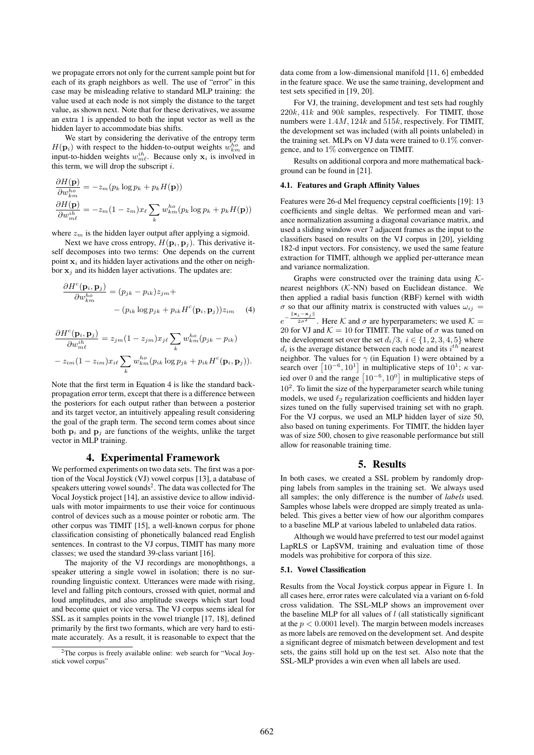we propagate errors not only for the current sample point but for each of its graph neighbors as well. The use of "error" in this case may be misleading relative to standard MLP training: the value used at each node is not simply the distance to the target value, as shown next. Note that for these derivatives, we assume an extra 1 is appended to both the input vector as well as the hidden layer to accommodate bias shifts.

We start by considering the derivative of the entropy term $H(\mathbf{p}_i)$ with respect to the hidden-to-output weights $w^{ho}_{km}$ and input-to-hidden weights $w^{ih}_{m\ell}$. Because only $\mathbf{x}_i$ is involved in this term, we will drop the subscript $i$.

$$\frac{\partial H(\mathbf{p})}{\partial w^{ho}_{km}} = -z_m(p_k \log p_k + p_k H(\mathbf{p}))$$
$$\frac{\partial H(\mathbf{p})}{\partial w^{ih}_{m\ell}} = -z_m(1-z_m)x_\ell \sum_k w^{ho}_{km}(p_k \log p_k + p_k H(\mathbf{p}))$$

where $z_m$ is the hidden layer output after applying a sigmoid.

Next we have cross entropy, $H(\mathbf{p}_i, \mathbf{p}_j)$. This derivative itself decomposes into two terms: One depends on the current point $\mathbf{x}_i$ and its hidden layer activations and the other on neighbor $\mathbf{x}_j$ and its hidden layer activations. The updates are:

$$\frac{\partial H^c(\mathbf{p}_i, \mathbf{p}_j)}{\partial w^{ho}_{km}} = (p_{jk} - p_{ik})z_{jm} + \\ - (p_{ik} \log p_{jk} + p_{ik} H^c(\mathbf{p}_i, \mathbf{p}_j))z_{im} \quad (4)$$

$$\frac{\partial H^c(\mathbf{p}_i, \mathbf{p}_j)}{\partial w^{ih}_{m\ell}} = z_{jm}(1-z_{jm})x_{j\ell} \sum_k w^{ho}_{km}(p_{jk} - p_{ik})$$
$$- z_{im}(1-z_{im})x_{i\ell} \sum_k w^{ho}_{km}(p_{ik} \log p_{jk} + p_{ik} H^c(\mathbf{p}_i, \mathbf{p}_j)).$$

Note that the first term in Equation 4 is like the standard backpropagation error term, except that there is a difference between the posteriors for each output rather than between a posterior and its target vector, an intuitively appealing result considering the goal of the graph term. The second term comes about since both $\mathbf{p}_i$ and $\mathbf{p}_j$ are functions of the weights, unlike the target vector in MLP training.

## 4. Experimental Framework

We performed experiments on two data sets. The first was a portion of the Vocal Joystick (VJ) vowel corpus [13], a database of speakers uttering vowel sounds[2]. The data was collected for The Vocal Joystick project [14], an assistive device to allow individuals with motor impairments to use their voice for continuous control of devices such as a mouse pointer or robotic arm. The other corpus was TIMIT [15], a well-known corpus for phone classification consisting of phonetically balanced read English sentences. In contrast to the VJ corpus, TIMIT has many more classes; we used the standard 39-class variant [16].

The majority of the VJ recordings are monophthongs, a speaker uttering a single vowel in isolation; there is no surrounding linguistic context. Utterances were made with rising, level and falling pitch contours, crossed with quiet, normal and loud amplitudes, and also amplitude sweeps which start loud and become quiet or vice versa. The VJ corpus seems ideal for SSL as it samples points in the vowel triangle [17, 18], defined primarily by the first two formants, which are very hard to estimate accurately. As a result, it is reasonable to expect that the data come from a low-dimensional manifold [11, 6] embedded in the feature space. We use the same training, development and test sets specified in [19, 20].

For VJ, the training, development and test sets had roughly $220k$, $41k$ and $90k$ samples, respectively. For TIMIT, those numbers were $1.4M$, $124k$ and $515k$, respectively. For TIMIT, the development set was included (with all points unlabeled) in the training set. MLPs on VJ data were trained to $0.1\%$ convergence, and to $1\%$ convergence on TIMIT.

Results on additional corpora and more mathematical background can be found in [21].

### 4.1. Features and Graph Affinity Values

Features were 26-d Mel frequency cepstral coefficients [19]: 13 coefficients and single deltas. We performed mean and variance normalization assuming a diagonal covariance matrix, and used a sliding window over 7 adjacent frames as the input to the classifiers based on results on the VJ corpus in [20], yielding 182-d input vectors. For consistency, we used the same feature extraction for TIMIT, although we applied per-utterance mean and variance normalization.

Graphs were constructed over the training data using $\mathcal{K}$-nearest neighbors ($\mathcal{K}$-NN) based on Euclidean distance. We then applied a radial basis function (RBF) kernel with width $\sigma$ so that our affinity matrix is constructed with values $\omega_{ij} = e^{-\frac{\|\mathbf{x}_i - \mathbf{x}_j\|}{2\sigma^2}}$. Here $\mathcal{K}$ and $\sigma$ are hyperparameters; we used $\mathcal{K} = 20$ for VJ and $\mathcal{K} = 10$ for TIMIT. The value of $\sigma$ was tuned on the development set over the set $d_i/3$, $i \in \{1, 2, 3, 4, 5\}$ where $d_i$ is the average distance between each node and its $i^{th}$ nearest neighbor. The values for $\gamma$ (in Equation 1) were obtained by a search over $[10^{-6}, 10^{1}]$ in multiplicative steps of $10^1$; $\kappa$ varied over 0 and the range $[10^{-6}, 10^{0}]$ in multiplicative steps of $10^2$. To limit the size of the hyperparameter search while tuning models, we used $\ell_2$ regularization coefficients and hidden layer sizes tuned on the fully supervised training set with no graph. For the VJ corpus, we used an MLP hidden layer of size 50, also based on tuning experiments. For TIMIT, the hidden layer was of size 500, chosen to give reasonable performance but still allow for reasonable training time.

## 5. Results

In both cases, we created a SSL problem by randomly dropping labels from samples in the training set. We always used all samples; the only difference is the number of *labels* used. Samples whose labels were dropped are simply treated as unlabeled. This gives a better view of how our algorithm compares to a baseline MLP at various labeled to unlabeled data ratios.

Although we would have preferred to test our model against LapRLS or LapSVM, training and evaluation time of those models was prohibitive for corpora of this size.

### 5.1. Vowel Classification

Results from the Vocal Joystick corpus appear in Figure 1. In all cases here, error rates were calculated via a variant on 6-fold cross validation. The SSL-MLP shows an improvement over the baseline MLP for all values of $l$ (all statistically significant at the $p < 0.0001$ level). The margin between models increases as more labels are removed on the development set. And despite a significant degree of mismatch between development and test sets, the gains still hold up on the test set. Also note that the SSL-MLP provides a win even when all labels are used.

[2] The corpus is freely available online: web search for "Vocal Joystick vowel corpus"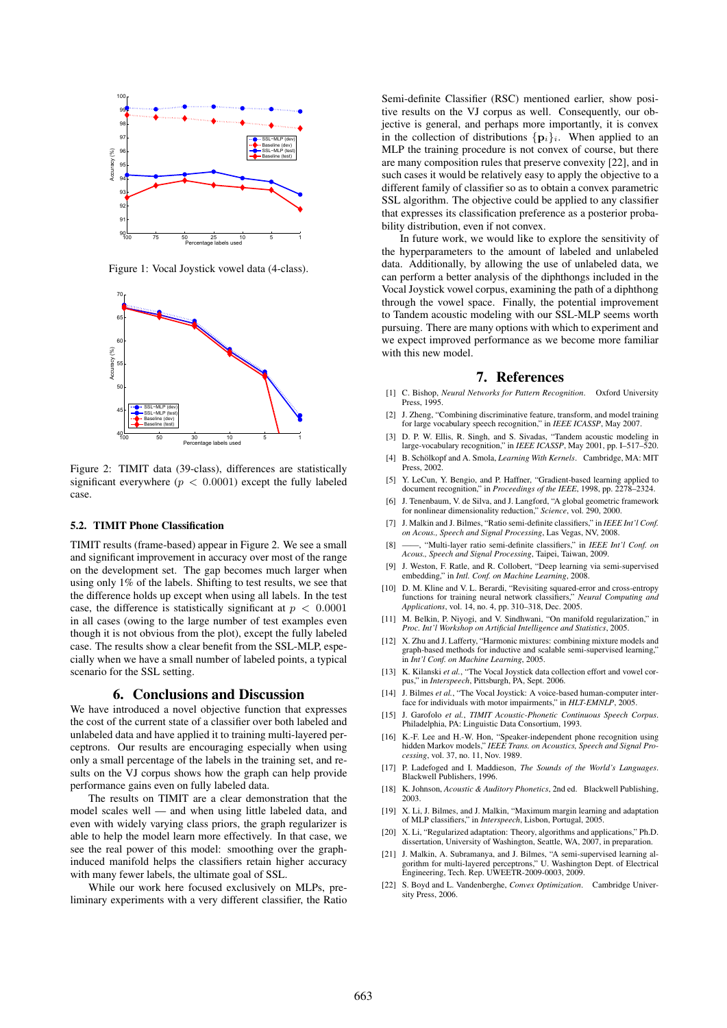100
99
98
97
96
95
94
93
92
91
90
100 75 50 25 10 5 1
Percentage labels used
Accuracy (%)
SSL−MLP (dev)
Baseline (dev)
SSL−MLP (test)
Baseline (test)

Figure 1: Vocal Joystick vowel data (4-class).

70
65
60
55
50
45
40
100 50 30 10 5 1
Percentage labels used
Accuracy (%)
SSL−MLP (dev)
SSL−MLP (test)
Baseline (dev)
Baseline (test)

Figure 2: TIMIT data (39-class), differences are statistically significant everywhere ($p < 0.0001$) except the fully labeled case.

### 5.2. TIMIT Phone Classification

TIMIT results (frame-based) appear in Figure 2. We see a small and significant improvement in accuracy over most of the range on the development set. The gap becomes much larger when using only 1% of the labels. Shifting to test results, we see that the difference holds up except when using all labels. In the test case, the difference is statistically significant at $p < 0.0001$ in all cases (owing to the large number of test examples even though it is not obvious from the plot), except the fully labeled case. The results show a clear benefit from the SSL-MLP, especially when we have a small number of labeled points, a typical scenario for the SSL setting.

## 6. Conclusions and Discussion

We have introduced a novel objective function that expresses the cost of the current state of a classifier over both labeled and unlabeled data and have applied it to training multi-layered perceptrons. Our results are encouraging especially when using only a small percentage of the labels in the training set, and results on the VJ corpus shows how the graph can help provide performance gains even on fully labeled data.

The results on TIMIT are a clear demonstration that the model scales well — and when using little labeled data, and even with widely varying class priors, the graph regularizer is able to help the model learn more effectively. In that case, we see the real power of this model: smoothing over the graph-induced manifold helps the classifiers retain higher accuracy with many fewer labels, the ultimate goal of SSL.

While our work here focused exclusively on MLPs, preliminary experiments with a very different classifier, the Ratio Semi-definite Classifier (RSC) mentioned earlier, show positive results on the VJ corpus as well. Consequently, our objective is general, and perhaps more importantly, it is convex in the collection of distributions $\{\mathbf{p}_i\}_i$. When applied to an MLP the training procedure is not convex of course, but there are many composition rules that preserve convexity [22], and in such cases it would be relatively easy to apply the objective to a different family of classifier so as to obtain a convex parametric SSL algorithm. The objective could be applied to any classifier that expresses its classification preference as a posterior probability distribution, even if not convex.

In future work, we would like to explore the sensitivity of the hyperparameters to the amount of labeled and unlabeled data. Additionally, by allowing the use of unlabeled data, we can perform a better analysis of the diphthongs included in the Vocal Joystick vowel corpus, examining the path of a diphthong through the vowel space. Finally, the potential improvement to Tandem acoustic modeling with our SSL-MLP seems worth pursuing. There are many options with which to experiment and we expect improved performance as we become more familiar with this new model.

## 7. References

[1] C. Bishop, *Neural Networks for Pattern Recognition*. Oxford University Press, 1995.

[2] J. Zheng, "Combining discriminative feature, transform, and model training for large vocabulary speech recognition," in *IEEE ICASSP*, May 2007.

[3] D. P. W. Ellis, R. Singh, and S. Sivadas, "Tandem acoustic modeling in large-vocabulary recognition," in *IEEE ICASSP*, May 2001, pp. I–517–520.

[4] B. Schölkopf and A. Smola, *Learning With Kernels*. Cambridge, MA: MIT Press, 2002.

[5] Y. LeCun, Y. Bengio, and P. Haffner, "Gradient-based learning applied to document recognition," in *Proceedings of the IEEE*, 1998, pp. 2278–2324.

[6] J. Tenenbaum, V. de Silva, and J. Langford, "A global geometric framework for nonlinear dimensionality reduction," *Science*, vol. 290, 2000.

[7] J. Malkin and J. Bilmes, "Ratio semi-definite classifiers," in *IEEE Int'l Conf. on Acous., Speech and Signal Processing*, Las Vegas, NV, 2008.

[8] ——, "Multi-layer ratio semi-definite classifiers," in *IEEE Int'l Conf. on Acous., Speech and Signal Processing*, Taipei, Taiwan, 2009.

[9] J. Weston, F. Ratle, and R. Collobert, "Deep learning via semi-supervised embedding," in *Intl. Conf. on Machine Learning*, 2008.

[10] D. M. Kline and V. L. Berardi, "Revisiting squared-error and cross-entropy functions for training neural network classifiers," *Neural Computing and Applications*, vol. 14, no. 4, pp. 310–318, Dec. 2005.

[11] M. Belkin, P. Niyogi, and V. Sindhwani, "On manifold regularization," in *Proc. Int'l Workshop on Artificial Intelligence and Statistics*, 2005.

[12] X. Zhu and J. Lafferty, "Harmonic mixtures: combining mixture models and graph-based methods for inductive and scalable semi-supervised learning," in *Int'l Conf. on Machine Learning*, 2005.

[13] K. Kilanski *et al.*, "The Vocal Joystick data collection effort and vowel corpus," in *Interspeech*, Pittsburgh, PA, Sept. 2006.

[14] J. Bilmes *et al.*, "The Vocal Joystick: A voice-based human-computer interface for individuals with motor impairments," in *HLT-EMNLP*, 2005.

[15] J. Garofolo *et al.*, *TIMIT Acoustic-Phonetic Continuous Speech Corpus*. Philadelphia, PA: Linguistic Data Consortium, 1993.

[16] K.-F. Lee and H.-W. Hon, "Speaker-independent phone recognition using hidden Markov models," *IEEE Trans. on Acoustics, Speech and Signal Processing*, vol. 37, no. 11, Nov. 1989.

[17] P. Ladefoged and I. Maddieson, *The Sounds of the World's Languages*. Blackwell Publishers, 1996.

[18] K. Johnson, *Acoustic & Auditory Phonetics*, 2nd ed. Blackwell Publishing, 2003.

[19] X. Li, J. Bilmes, and J. Malkin, "Maximum margin learning and adaptation of MLP classifiers," in *Interspeech*, Lisbon, Portugal, 2005.

[20] X. Li, "Regularized adaptation: Theory, algorithms and applications," Ph.D. dissertation, University of Washington, Seattle, WA, 2007, in preparation.

[21] J. Malkin, A. Subramanya, and J. Bilmes, "A semi-supervised learning algorithm for multi-layered perceptrons," U. Washington Dept. of Electrical Engineering, Tech. Rep. UWEETR-2009-0003, 2009.

[22] S. Boyd and L. Vandenberghe, *Convex Optimization*. Cambridge University Press, 2006.